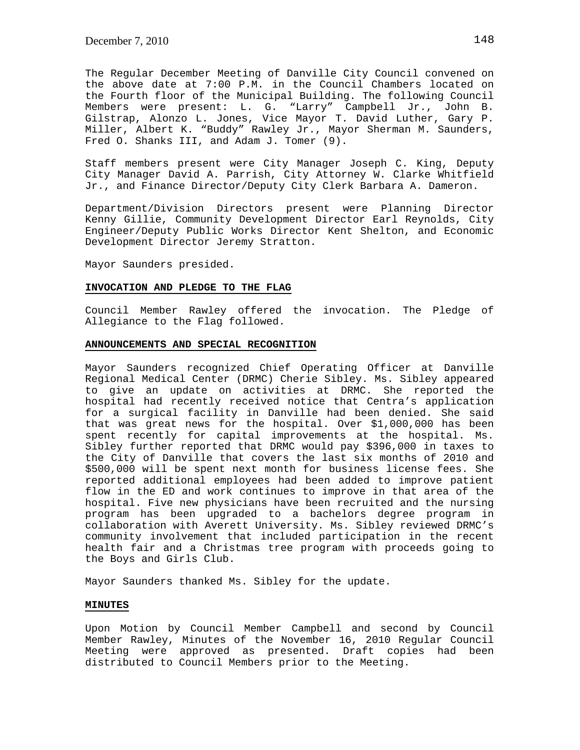The Regular December Meeting of Danville City Council convened on the above date at 7:00 P.M. in the Council Chambers located on the Fourth floor of the Municipal Building. The following Council Members were present: L. G. "Larry" Campbell Jr., John B. Gilstrap, Alonzo L. Jones, Vice Mayor T. David Luther, Gary P. Miller, Albert K. "Buddy" Rawley Jr., Mayor Sherman M. Saunders, Fred O. Shanks III, and Adam J. Tomer (9).

Staff members present were City Manager Joseph C. King, Deputy City Manager David A. Parrish, City Attorney W. Clarke Whitfield Jr., and Finance Director/Deputy City Clerk Barbara A. Dameron.

Department/Division Directors present were Planning Director Kenny Gillie, Community Development Director Earl Reynolds, City Engineer/Deputy Public Works Director Kent Shelton, and Economic Development Director Jeremy Stratton.

Mayor Saunders presided.

## INVOCATION AND PLEDGE TO THE FLAG

Council Member Rawley offered the invocation. The Pledge of Allegiance to the Flag followed.

## ANNOUNCEMENTS AND SPECIAL RECOGNITION

Mayor Saunders recognized Chief Operating Officer at Danville Regional Medical Center (DRMC) Cherie Sibley. Ms. Sibley appeared to give an update on activities at DRMC. She reported the hospital had recently received notice that Centra's application for a surgical facility in Danville had been denied. She said that was great news for the hospital. Over $1,000,000 has been spent recently for capital improvements at the hospital. Ms. Sibley further reported that DRMC would pay $396,000 in taxes to the City of Danville that covers the last six months of 2010 and $500,000 will be spent next month for business license fees. She reported additional employees had been added to improve patient flow in the ED and work continues to improve in that area of the hospital. Five new physicians have been recruited and the nursing program has been upgraded to a bachelors degree program in collaboration with Averett University. Ms. Sibley reviewed DRMC's community involvement that included participation in the recent health fair and a Christmas tree program with proceeds going to the Boys and Girls Club.

Mayor Saunders thanked Ms. Sibley for the update.

## MINUTES

Upon Motion by Council Member Campbell and second by Council Member Rawley, Minutes of the November 16, 2010 Regular Council Meeting were approved as presented. Draft copies had been distributed to Council Members prior to the Meeting.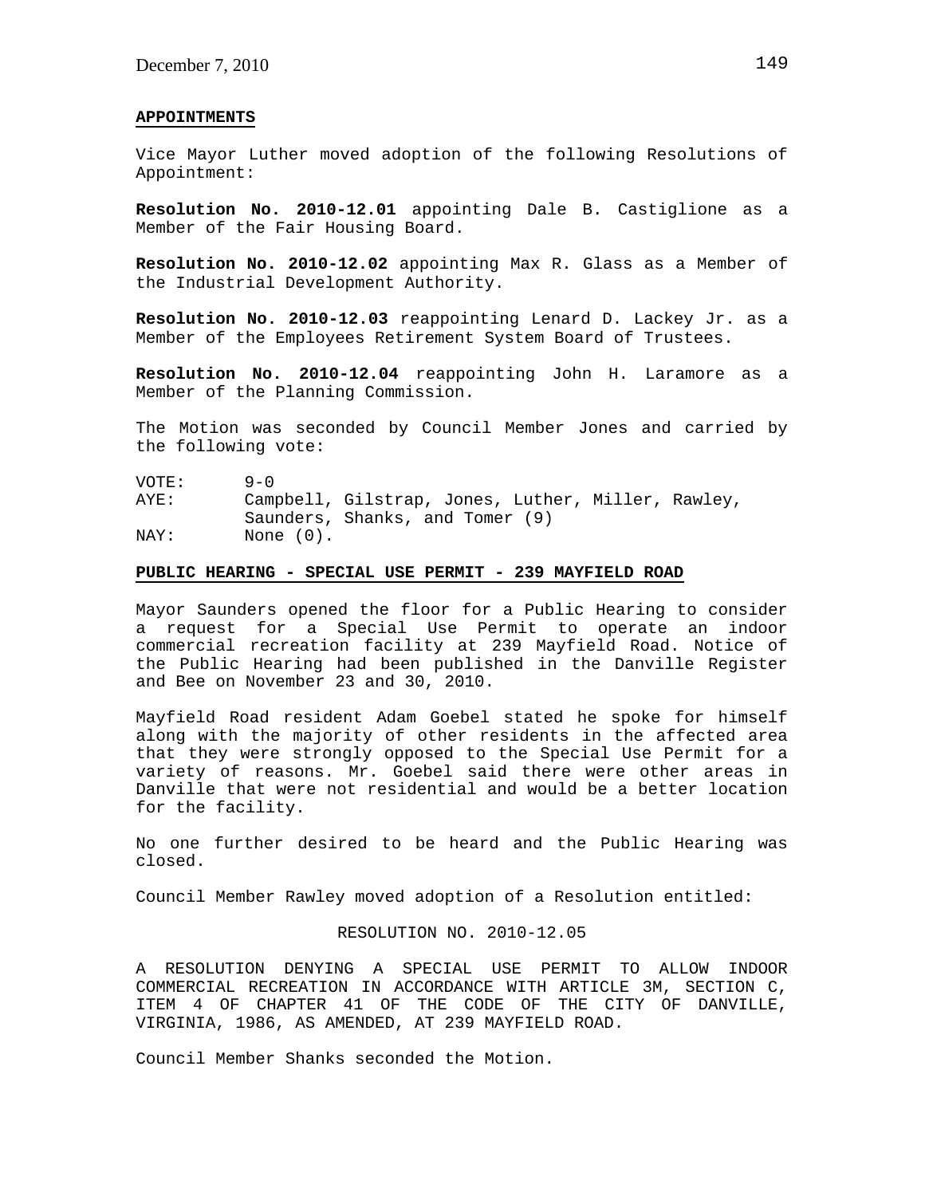## APPOINTMENTS

Vice Mayor Luther moved adoption of the following Resolutions of Appointment:

**Resolution No. 2010-12.01** appointing Dale B. Castiglione as a Member of the Fair Housing Board.

**Resolution No. 2010-12.02** appointing Max R. Glass as a Member of the Industrial Development Authority.

**Resolution No. 2010-12.03** reappointing Lenard D. Lackey Jr. as a Member of the Employees Retirement System Board of Trustees.

**Resolution No. 2010-12.04** reappointing John H. Laramore as a Member of the Planning Commission.

The Motion was seconded by Council Member Jones and carried by the following vote:

VOTE: 9-0
AYE: Campbell, Gilstrap, Jones, Luther, Miller, Rawley, Saunders, Shanks, and Tomer (9)
NAY: None (0).

## PUBLIC HEARING - SPECIAL USE PERMIT - 239 MAYFIELD ROAD

Mayor Saunders opened the floor for a Public Hearing to consider a request for a Special Use Permit to operate an indoor commercial recreation facility at 239 Mayfield Road. Notice of the Public Hearing had been published in the Danville Register and Bee on November 23 and 30, 2010.

Mayfield Road resident Adam Goebel stated he spoke for himself along with the majority of other residents in the affected area that they were strongly opposed to the Special Use Permit for a variety of reasons. Mr. Goebel said there were other areas in Danville that were not residential and would be a better location for the facility.

No one further desired to be heard and the Public Hearing was closed.

Council Member Rawley moved adoption of a Resolution entitled:

RESOLUTION NO. 2010-12.05

A RESOLUTION DENYING A SPECIAL USE PERMIT TO ALLOW INDOOR COMMERCIAL RECREATION IN ACCORDANCE WITH ARTICLE 3M, SECTION C, ITEM 4 OF CHAPTER 41 OF THE CODE OF THE CITY OF DANVILLE, VIRGINIA, 1986, AS AMENDED, AT 239 MAYFIELD ROAD.

Council Member Shanks seconded the Motion.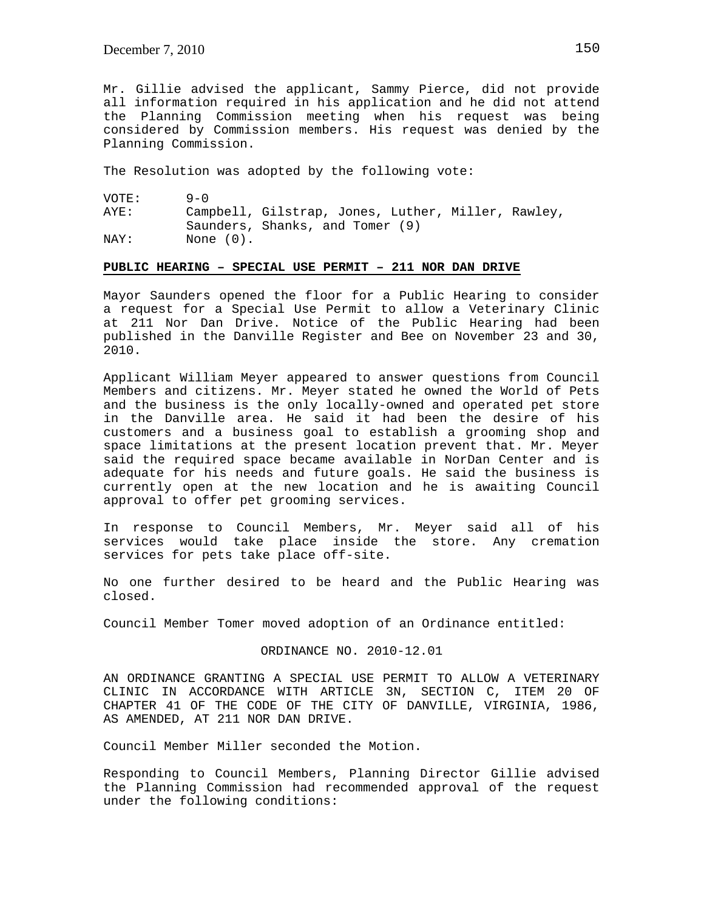Mr. Gillie advised the applicant, Sammy Pierce, did not provide all information required in his application and he did not attend the Planning Commission meeting when his request was being considered by Commission members. His request was denied by the Planning Commission.

The Resolution was adopted by the following vote:

VOTE: 9-0
AYE: Campbell, Gilstrap, Jones, Luther, Miller, Rawley, Saunders, Shanks, and Tomer (9)
NAY: None (0).

**PUBLIC HEARING – SPECIAL USE PERMIT – 211 NOR DAN DRIVE**

Mayor Saunders opened the floor for a Public Hearing to consider a request for a Special Use Permit to allow a Veterinary Clinic at 211 Nor Dan Drive. Notice of the Public Hearing had been published in the Danville Register and Bee on November 23 and 30, 2010.

Applicant William Meyer appeared to answer questions from Council Members and citizens. Mr. Meyer stated he owned the World of Pets and the business is the only locally-owned and operated pet store in the Danville area. He said it had been the desire of his customers and a business goal to establish a grooming shop and space limitations at the present location prevent that. Mr. Meyer said the required space became available in NorDan Center and is adequate for his needs and future goals. He said the business is currently open at the new location and he is awaiting Council approval to offer pet grooming services.

In response to Council Members, Mr. Meyer said all of his services would take place inside the store. Any cremation services for pets take place off-site.

No one further desired to be heard and the Public Hearing was closed.

Council Member Tomer moved adoption of an Ordinance entitled:

ORDINANCE NO. 2010-12.01

AN ORDINANCE GRANTING A SPECIAL USE PERMIT TO ALLOW A VETERINARY CLINIC IN ACCORDANCE WITH ARTICLE 3N, SECTION C, ITEM 20 OF CHAPTER 41 OF THE CODE OF THE CITY OF DANVILLE, VIRGINIA, 1986, AS AMENDED, AT 211 NOR DAN DRIVE.

Council Member Miller seconded the Motion.

Responding to Council Members, Planning Director Gillie advised the Planning Commission had recommended approval of the request under the following conditions: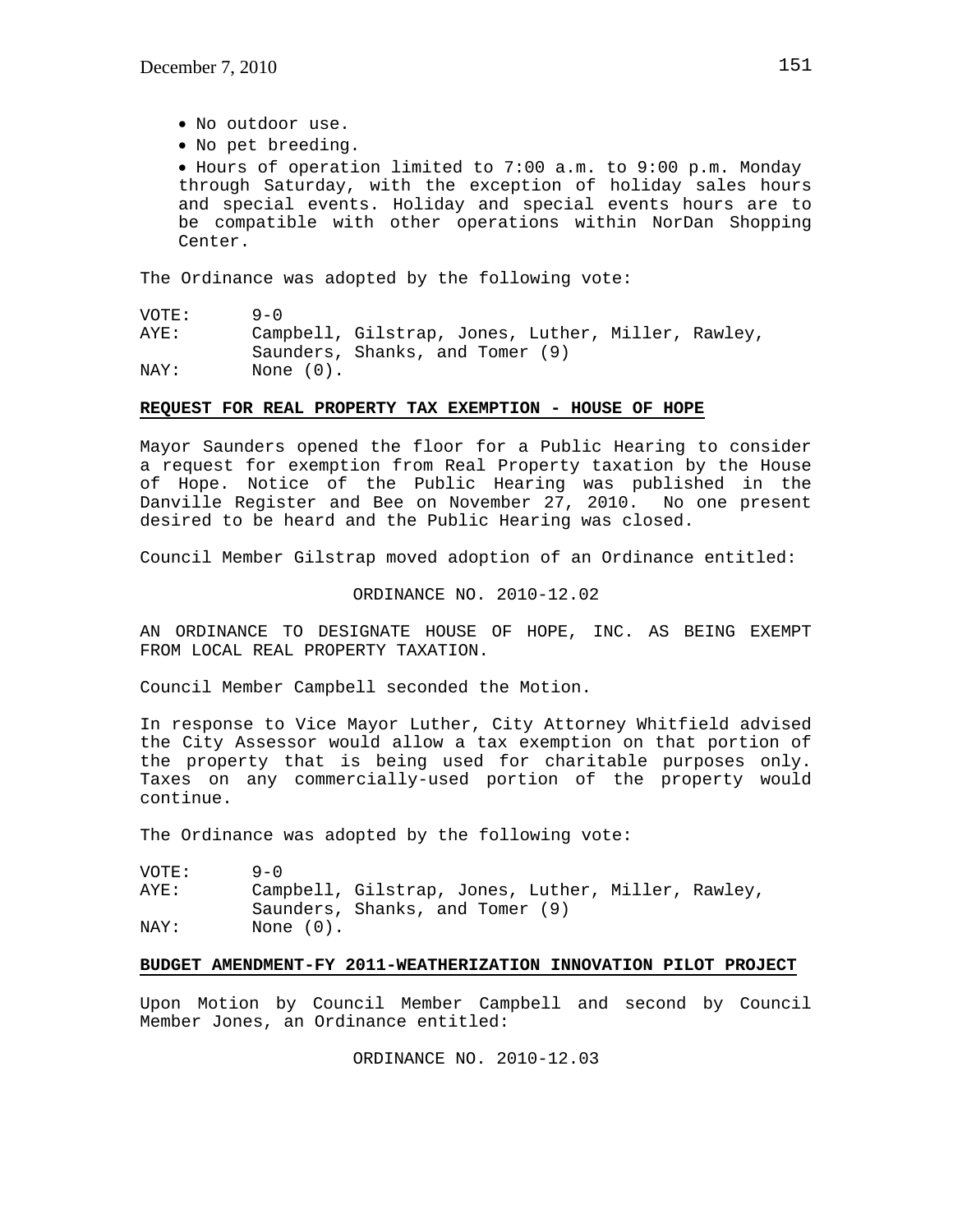- No outdoor use.
- No pet breeding.
- Hours of operation limited to 7:00 a.m. to 9:00 p.m. Monday through Saturday, with the exception of holiday sales hours and special events. Holiday and special events hours are to be compatible with other operations within NorDan Shopping Center.

The Ordinance was adopted by the following vote:

| | |
|---|---|
| VOTE: | 9-0 |
| AYE: | Campbell, Gilstrap, Jones, Luther, Miller, Rawley, Saunders, Shanks, and Tomer (9) |
| NAY: | None (0). |

**REQUEST FOR REAL PROPERTY TAX EXEMPTION - HOUSE OF HOPE**

Mayor Saunders opened the floor for a Public Hearing to consider a request for exemption from Real Property taxation by the House of Hope. Notice of the Public Hearing was published in the Danville Register and Bee on November 27, 2010. No one present desired to be heard and the Public Hearing was closed.

Council Member Gilstrap moved adoption of an Ordinance entitled:

ORDINANCE NO. 2010-12.02

AN ORDINANCE TO DESIGNATE HOUSE OF HOPE, INC. AS BEING EXEMPT FROM LOCAL REAL PROPERTY TAXATION.

Council Member Campbell seconded the Motion.

In response to Vice Mayor Luther, City Attorney Whitfield advised the City Assessor would allow a tax exemption on that portion of the property that is being used for charitable purposes only. Taxes on any commercially-used portion of the property would continue.

The Ordinance was adopted by the following vote:

| | |
|---|---|
| VOTE: | 9-0 |
| AYE: | Campbell, Gilstrap, Jones, Luther, Miller, Rawley, Saunders, Shanks, and Tomer (9) |
| NAY: | None (0). |

**BUDGET AMENDMENT-FY 2011-WEATHERIZATION INNOVATION PILOT PROJECT**

Upon Motion by Council Member Campbell and second by Council Member Jones, an Ordinance entitled:

ORDINANCE NO. 2010-12.03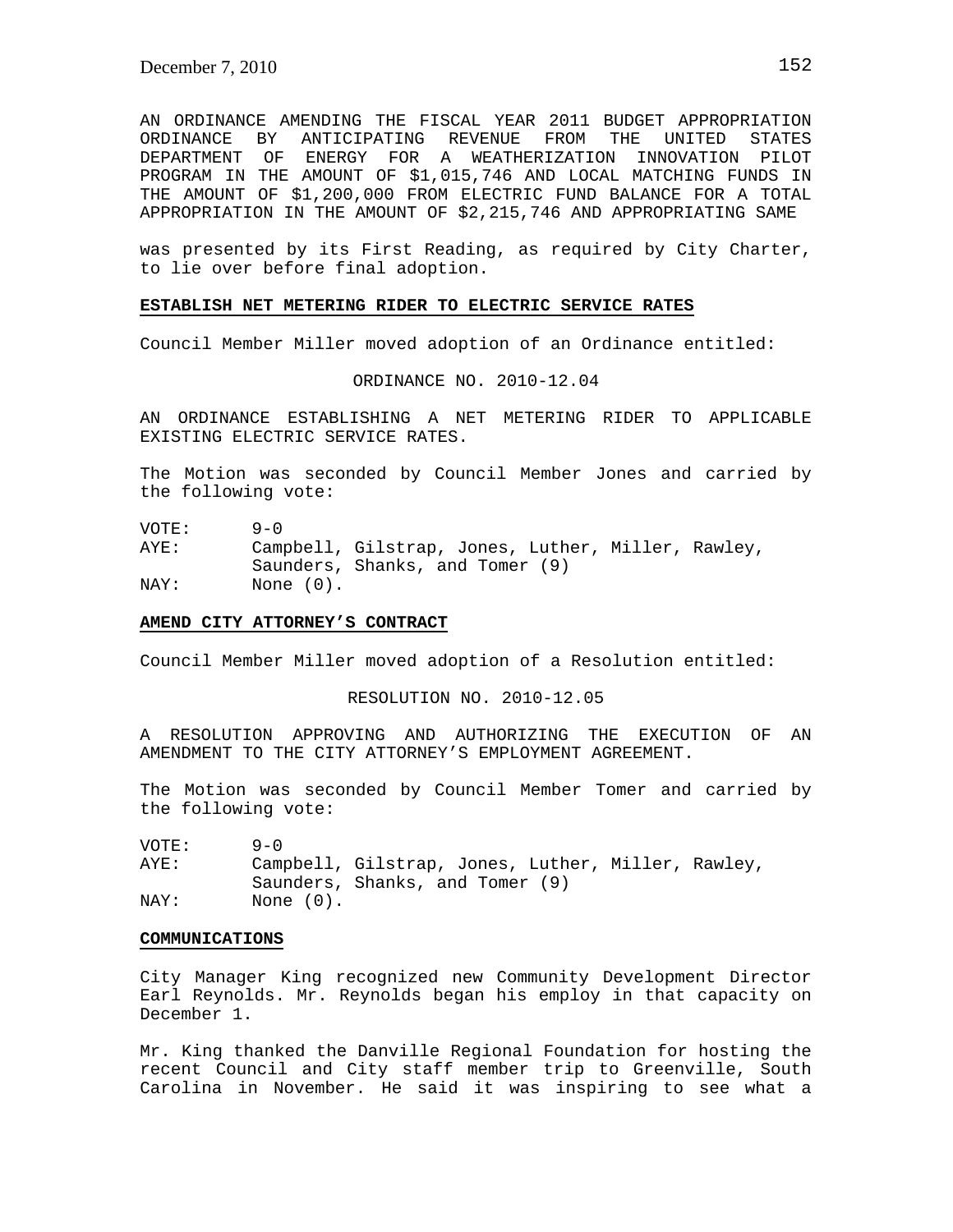AN ORDINANCE AMENDING THE FISCAL YEAR 2011 BUDGET APPROPRIATION ORDINANCE BY ANTICIPATING REVENUE FROM THE UNITED STATES DEPARTMENT OF ENERGY FOR A WEATHERIZATION INNOVATION PILOT PROGRAM IN THE AMOUNT OF $1,015,746 AND LOCAL MATCHING FUNDS IN THE AMOUNT OF $1,200,000 FROM ELECTRIC FUND BALANCE FOR A TOTAL APPROPRIATION IN THE AMOUNT OF $2,215,746 AND APPROPRIATING SAME

was presented by its First Reading, as required by City Charter, to lie over before final adoption.

**ESTABLISH NET METERING RIDER TO ELECTRIC SERVICE RATES**

Council Member Miller moved adoption of an Ordinance entitled:

ORDINANCE NO. 2010-12.04

AN ORDINANCE ESTABLISHING A NET METERING RIDER TO APPLICABLE EXISTING ELECTRIC SERVICE RATES.

The Motion was seconded by Council Member Jones and carried by the following vote:

VOTE: 9-0
AYE: Campbell, Gilstrap, Jones, Luther, Miller, Rawley, Saunders, Shanks, and Tomer (9)
NAY: None (0).

**AMEND CITY ATTORNEY'S CONTRACT**

Council Member Miller moved adoption of a Resolution entitled:

RESOLUTION NO. 2010-12.05

A RESOLUTION APPROVING AND AUTHORIZING THE EXECUTION OF AN AMENDMENT TO THE CITY ATTORNEY'S EMPLOYMENT AGREEMENT.

The Motion was seconded by Council Member Tomer and carried by the following vote:

VOTE: 9-0
AYE: Campbell, Gilstrap, Jones, Luther, Miller, Rawley, Saunders, Shanks, and Tomer (9)
NAY: None (0).

**COMMUNICATIONS**

City Manager King recognized new Community Development Director Earl Reynolds. Mr. Reynolds began his employ in that capacity on December 1.

Mr. King thanked the Danville Regional Foundation for hosting the recent Council and City staff member trip to Greenville, South Carolina in November. He said it was inspiring to see what a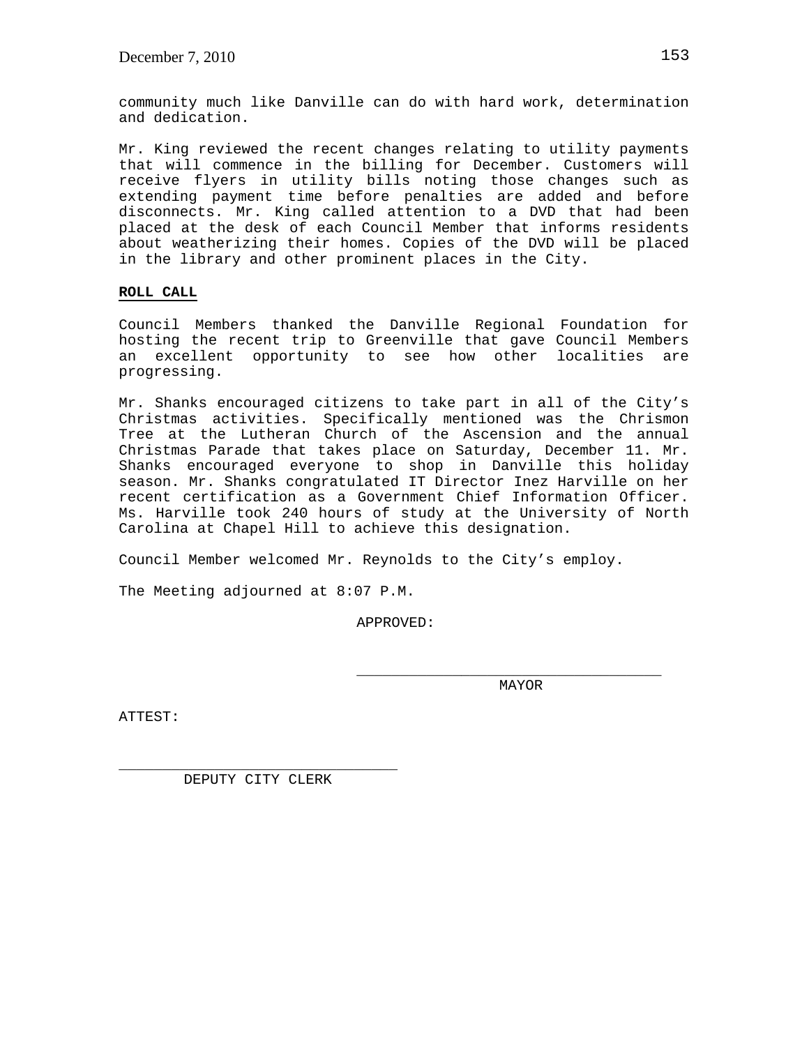community much like Danville can do with hard work, determination and dedication.

Mr. King reviewed the recent changes relating to utility payments that will commence in the billing for December. Customers will receive flyers in utility bills noting those changes such as extending payment time before penalties are added and before disconnects. Mr. King called attention to a DVD that had been placed at the desk of each Council Member that informs residents about weatherizing their homes. Copies of the DVD will be placed in the library and other prominent places in the City.

**ROLL CALL**

Council Members thanked the Danville Regional Foundation for hosting the recent trip to Greenville that gave Council Members an excellent opportunity to see how other localities are progressing.

Mr. Shanks encouraged citizens to take part in all of the City's Christmas activities. Specifically mentioned was the Chrismon Tree at the Lutheran Church of the Ascension and the annual Christmas Parade that takes place on Saturday, December 11. Mr. Shanks encouraged everyone to shop in Danville this holiday season. Mr. Shanks congratulated IT Director Inez Harville on her recent certification as a Government Chief Information Officer. Ms. Harville took 240 hours of study at the University of North Carolina at Chapel Hill to achieve this designation.

Council Member welcomed Mr. Reynolds to the City's employ.

The Meeting adjourned at 8:07 P.M.

APPROVED:

\_\_\_\_\_\_\_\_\_\_\_\_\_\_\_\_\_\_\_\_\_\_\_\_\_\_\_\_\_\_\_\_\_\_\_
MAYOR

ATTEST:

\_\_\_\_\_\_\_\_\_\_\_\_\_\_\_\_\_\_\_\_\_\_\_\_\_\_\_\_\_\_\_\_\_
DEPUTY CITY CLERK